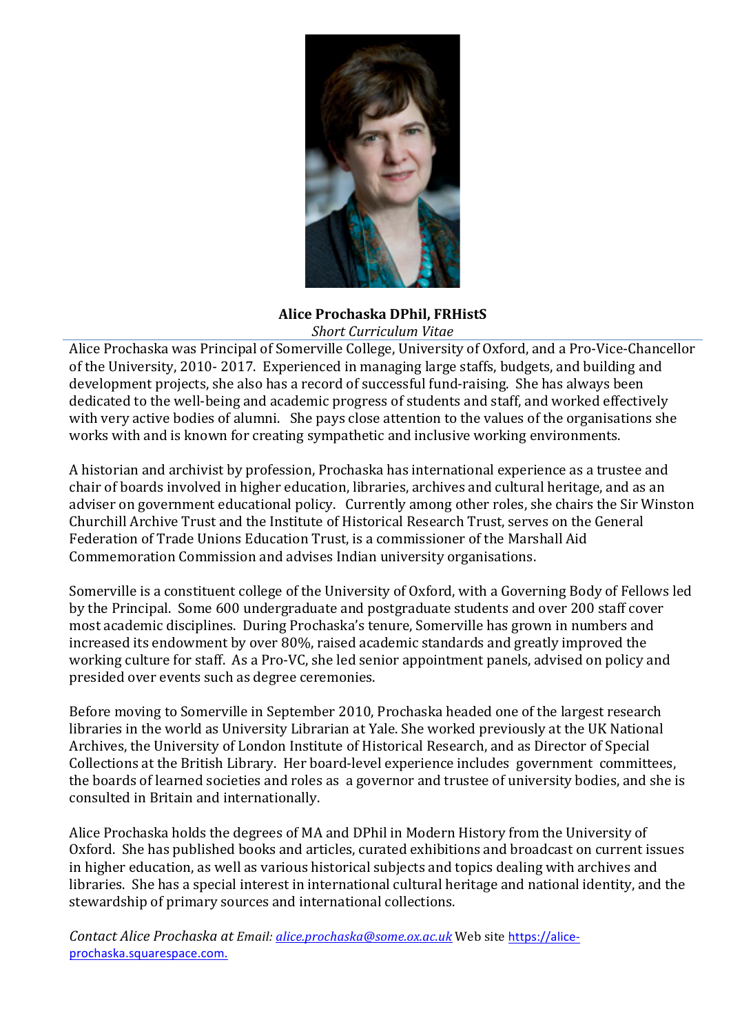**Alice Prochaska DPhil, FRHistS**

*Short Curriculum Vitae*

Alice Prochaska was Principal of Somerville College, University of Oxford, and a Pro-Vice-Chancellor of the University, 2010- 2017. Experienced in managing large staffs, budgets, and building and development projects, she also has a record of successful fund-raising. She has always been dedicated to the well-being and academic progress of students and staff, and worked effectively with very active bodies of alumni. She pays close attention to the values of the organisations she works with and is known for creating sympathetic and inclusive working environments.

A historian and archivist by profession, Prochaska has international experience as a trustee and chair of boards involved in higher education, libraries, archives and cultural heritage, and as an adviser on government educational policy. Currently among other roles, she chairs the Sir Winston Churchill Archive Trust and the Institute of Historical Research Trust, serves on the General Federation of Trade Unions Education Trust, is a commissioner of the Marshall Aid Commemoration Commission and advises Indian university organisations.

Somerville is a constituent college of the University of Oxford, with a Governing Body of Fellows led by the Principal. Some 600 undergraduate and postgraduate students and over 200 staff cover most academic disciplines. During Prochaska's tenure, Somerville has grown in numbers and increased its endowment by over 80%, raised academic standards and greatly improved the working culture for staff. As a Pro-VC, she led senior appointment panels, advised on policy and presided over events such as degree ceremonies.

Before moving to Somerville in September 2010, Prochaska headed one of the largest research libraries in the world as University Librarian at Yale. She worked previously at the UK National Archives, the University of London Institute of Historical Research, and as Director of Special Collections at the British Library. Her board-level experience includes government committees, the boards of learned societies and roles as a governor and trustee of university bodies, and she is consulted in Britain and internationally.

Alice Prochaska holds the degrees of MA and DPhil in Modern History from the University of Oxford. She has published books and articles, curated exhibitions and broadcast on current issues in higher education, as well as various historical subjects and topics dealing with archives and libraries. She has a special interest in international cultural heritage and national identity, and the stewardship of primary sources and international collections.

*Contact Alice Prochaska at Email: alice.prochaska@some.ox.ac.uk* Web site https://alice-prochaska.squarespace.com.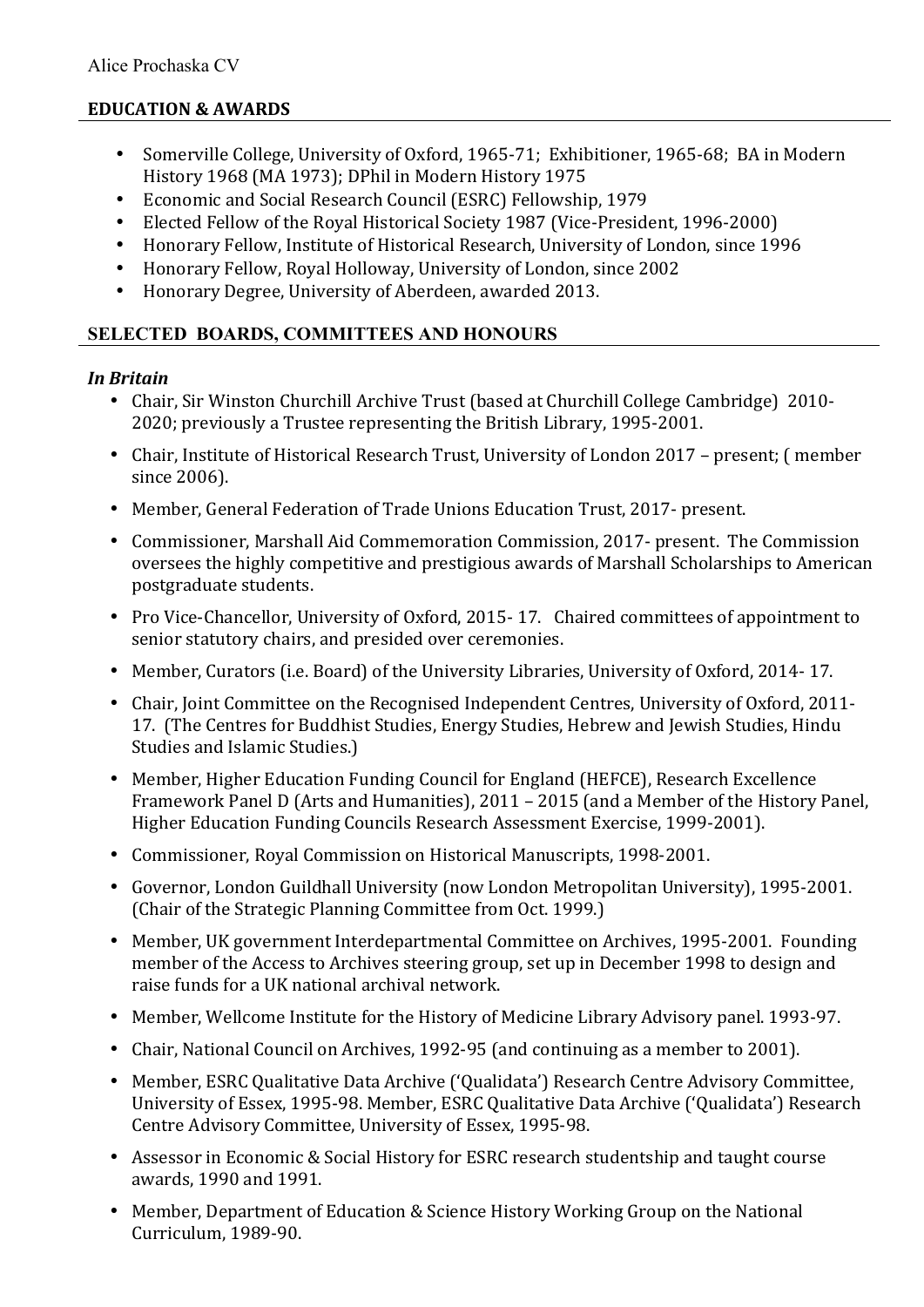Alice Prochaska CV

## EDUCATION & AWARDS

- Somerville College, University of Oxford, 1965-71; Exhibitioner, 1965-68; BA in Modern History 1968 (MA 1973); DPhil in Modern History 1975
- Economic and Social Research Council (ESRC) Fellowship, 1979
- Elected Fellow of the Royal Historical Society 1987 (Vice-President, 1996-2000)
- Honorary Fellow, Institute of Historical Research, University of London, since 1996
- Honorary Fellow, Royal Holloway, University of London, since 2002
- Honorary Degree, University of Aberdeen, awarded 2013.

## SELECTED BOARDS, COMMITTEES AND HONOURS

### *In Britain*

- Chair, Sir Winston Churchill Archive Trust (based at Churchill College Cambridge) 2010-2020; previously a Trustee representing the British Library, 1995-2001.
- Chair, Institute of Historical Research Trust, University of London 2017 – present; ( member since 2006).
- Member, General Federation of Trade Unions Education Trust, 2017- present.
- Commissioner, Marshall Aid Commemoration Commission, 2017- present. The Commission oversees the highly competitive and prestigious awards of Marshall Scholarships to American postgraduate students.
- Pro Vice-Chancellor, University of Oxford, 2015- 17. Chaired committees of appointment to senior statutory chairs, and presided over ceremonies.
- Member, Curators (i.e. Board) of the University Libraries, University of Oxford, 2014- 17.
- Chair, Joint Committee on the Recognised Independent Centres, University of Oxford, 2011-17. (The Centres for Buddhist Studies, Energy Studies, Hebrew and Jewish Studies, Hindu Studies and Islamic Studies.)
- Member, Higher Education Funding Council for England (HEFCE), Research Excellence Framework Panel D (Arts and Humanities), 2011 – 2015 (and a Member of the History Panel, Higher Education Funding Councils Research Assessment Exercise, 1999-2001).
- Commissioner, Royal Commission on Historical Manuscripts, 1998-2001.
- Governor, London Guildhall University (now London Metropolitan University), 1995-2001. (Chair of the Strategic Planning Committee from Oct. 1999.)
- Member, UK government Interdepartmental Committee on Archives, 1995-2001. Founding member of the Access to Archives steering group, set up in December 1998 to design and raise funds for a UK national archival network.
- Member, Wellcome Institute for the History of Medicine Library Advisory panel. 1993-97.
- Chair, National Council on Archives, 1992-95 (and continuing as a member to 2001).
- Member, ESRC Qualitative Data Archive ('Qualidata') Research Centre Advisory Committee, University of Essex, 1995-98. Member, ESRC Qualitative Data Archive ('Qualidata') Research Centre Advisory Committee, University of Essex, 1995-98.
- Assessor in Economic & Social History for ESRC research studentship and taught course awards, 1990 and 1991.
- Member, Department of Education & Science History Working Group on the National Curriculum, 1989-90.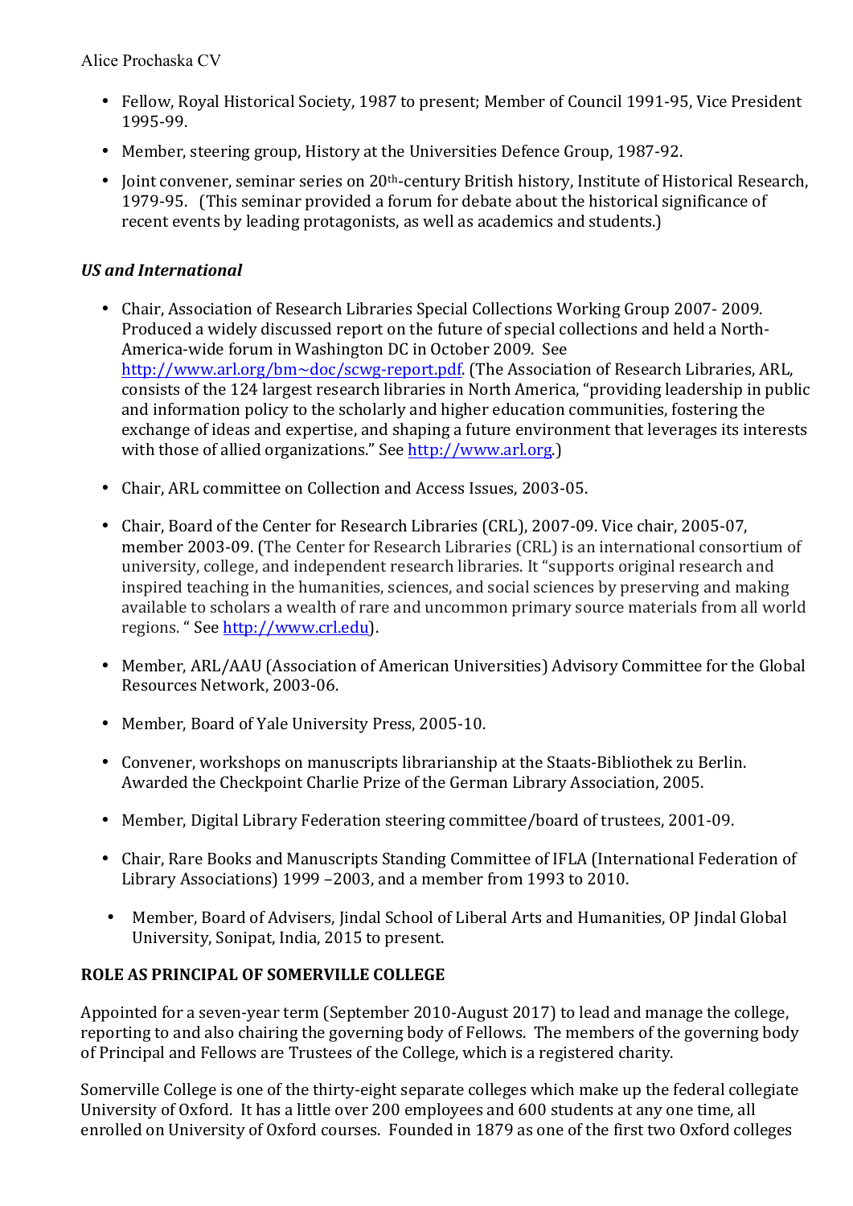- Fellow, Royal Historical Society, 1987 to present; Member of Council 1991-95, Vice President 1995-99.
- Member, steering group, History at the Universities Defence Group, 1987-92.
- Joint convener, seminar series on 20th-century British history, Institute of Historical Research, 1979-95. (This seminar provided a forum for debate about the historical significance of recent events by leading protagonists, as well as academics and students.)

### *US and International*

- Chair, Association of Research Libraries Special Collections Working Group 2007- 2009. Produced a widely discussed report on the future of special collections and held a North-America-wide forum in Washington DC in October 2009. See http://www.arl.org/bm~doc/scwg-report.pdf. (The Association of Research Libraries, ARL, consists of the 124 largest research libraries in North America, "providing leadership in public and information policy to the scholarly and higher education communities, fostering the exchange of ideas and expertise, and shaping a future environment that leverages its interests with those of allied organizations." See http://www.arl.org.)
- Chair, ARL committee on Collection and Access Issues, 2003-05.
- Chair, Board of the Center for Research Libraries (CRL), 2007-09. Vice chair, 2005-07, member 2003-09. (The Center for Research Libraries (CRL) is an international consortium of university, college, and independent research libraries. It "supports original research and inspired teaching in the humanities, sciences, and social sciences by preserving and making available to scholars a wealth of rare and uncommon primary source materials from all world regions. " See http://www.crl.edu).
- Member, ARL/AAU (Association of American Universities) Advisory Committee for the Global Resources Network, 2003-06.
- Member, Board of Yale University Press, 2005-10.
- Convener, workshops on manuscripts librarianship at the Staats-Bibliothek zu Berlin. Awarded the Checkpoint Charlie Prize of the German Library Association, 2005.
- Member, Digital Library Federation steering committee/board of trustees, 2001-09.
- Chair, Rare Books and Manuscripts Standing Committee of IFLA (International Federation of Library Associations) 1999 –2003, and a member from 1993 to 2010.
- Member, Board of Advisers, Jindal School of Liberal Arts and Humanities, OP Jindal Global University, Sonipat, India, 2015 to present.

## ROLE AS PRINCIPAL OF SOMERVILLE COLLEGE

Appointed for a seven-year term (September 2010-August 2017) to lead and manage the college, reporting to and also chairing the governing body of Fellows. The members of the governing body of Principal and Fellows are Trustees of the College, which is a registered charity.

Somerville College is one of the thirty-eight separate colleges which make up the federal collegiate University of Oxford. It has a little over 200 employees and 600 students at any one time, all enrolled on University of Oxford courses. Founded in 1879 as one of the first two Oxford colleges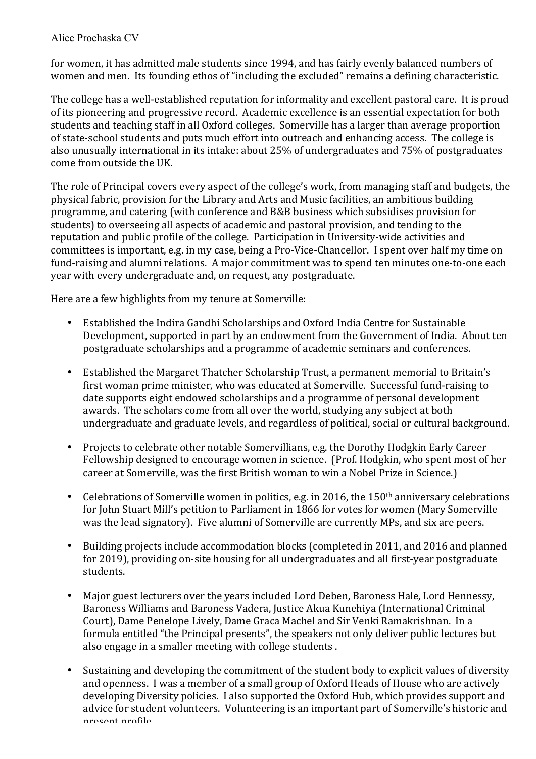for women, it has admitted male students since 1994, and has fairly evenly balanced numbers of women and men. Its founding ethos of "including the excluded" remains a defining characteristic.

The college has a well-established reputation for informality and excellent pastoral care. It is proud of its pioneering and progressive record. Academic excellence is an essential expectation for both students and teaching staff in all Oxford colleges. Somerville has a larger than average proportion of state-school students and puts much effort into outreach and enhancing access. The college is also unusually international in its intake: about 25% of undergraduates and 75% of postgraduates come from outside the UK.

The role of Principal covers every aspect of the college's work, from managing staff and budgets, the physical fabric, provision for the Library and Arts and Music facilities, an ambitious building programme, and catering (with conference and B&B business which subsidises provision for students) to overseeing all aspects of academic and pastoral provision, and tending to the reputation and public profile of the college. Participation in University-wide activities and committees is important, e.g. in my case, being a Pro-Vice-Chancellor. I spent over half my time on fund-raising and alumni relations. A major commitment was to spend ten minutes one-to-one each year with every undergraduate and, on request, any postgraduate.

Here are a few highlights from my tenure at Somerville:

- Established the Indira Gandhi Scholarships and Oxford India Centre for Sustainable Development, supported in part by an endowment from the Government of India. About ten postgraduate scholarships and a programme of academic seminars and conferences.

- Established the Margaret Thatcher Scholarship Trust, a permanent memorial to Britain's first woman prime minister, who was educated at Somerville. Successful fund-raising to date supports eight endowed scholarships and a programme of personal development awards. The scholars come from all over the world, studying any subject at both undergraduate and graduate levels, and regardless of political, social or cultural background.

- Projects to celebrate other notable Somervillians, e.g. the Dorothy Hodgkin Early Career Fellowship designed to encourage women in science. (Prof. Hodgkin, who spent most of her career at Somerville, was the first British woman to win a Nobel Prize in Science.)

- Celebrations of Somerville women in politics, e.g. in 2016, the 150th anniversary celebrations for John Stuart Mill's petition to Parliament in 1866 for votes for women (Mary Somerville was the lead signatory). Five alumni of Somerville are currently MPs, and six are peers.

- Building projects include accommodation blocks (completed in 2011, and 2016 and planned for 2019), providing on-site housing for all undergraduates and all first-year postgraduate students.

- Major guest lecturers over the years included Lord Deben, Baroness Hale, Lord Hennessy, Baroness Williams and Baroness Vadera, Justice Akua Kunehiya (International Criminal Court), Dame Penelope Lively, Dame Graca Machel and Sir Venki Ramakrishnan. In a formula entitled "the Principal presents", the speakers not only deliver public lectures but also engage in a smaller meeting with college students .

- Sustaining and developing the commitment of the student body to explicit values of diversity and openness. I was a member of a small group of Oxford Heads of House who are actively developing Diversity policies. I also supported the Oxford Hub, which provides support and advice for student volunteers. Volunteering is an important part of Somerville's historic and present profile.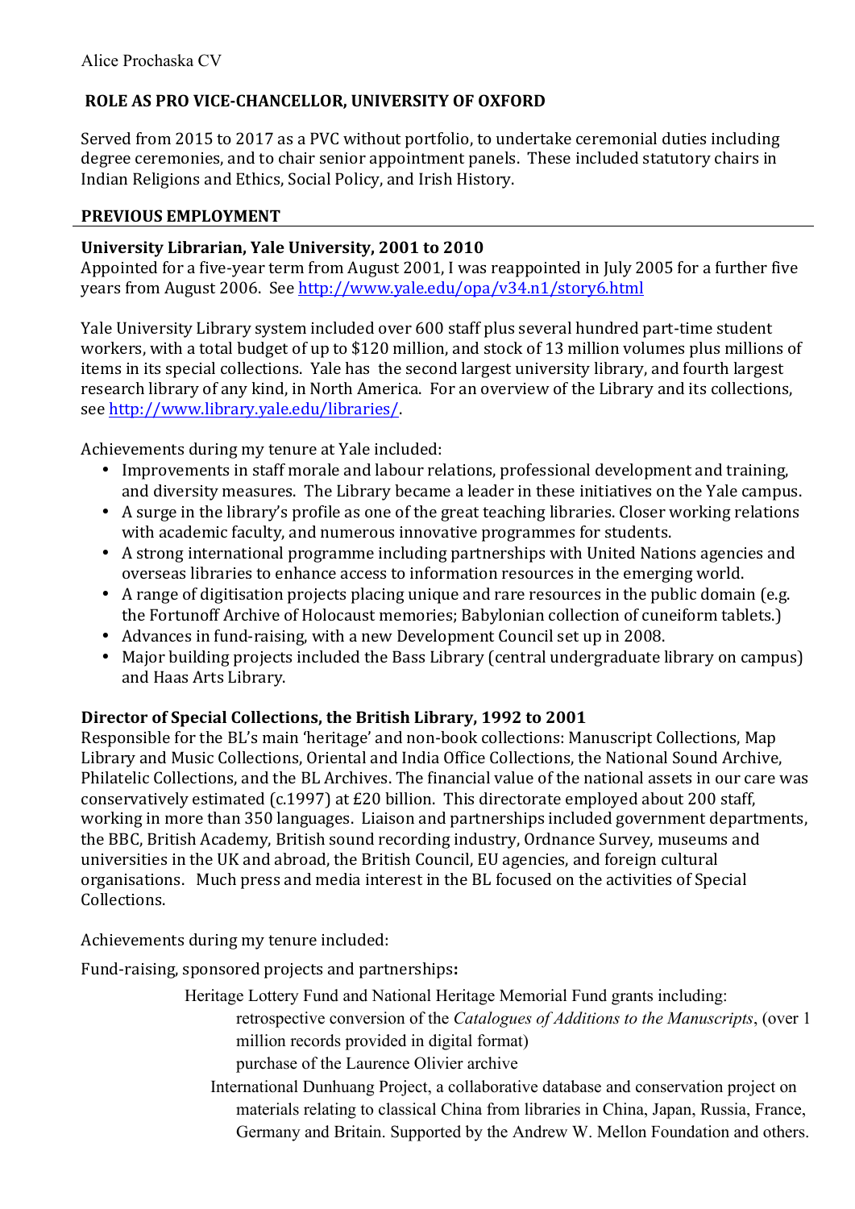Alice Prochaska CV

## ROLE AS PRO VICE-CHANCELLOR, UNIVERSITY OF OXFORD

Served from 2015 to 2017 as a PVC without portfolio, to undertake ceremonial duties including degree ceremonies, and to chair senior appointment panels. These included statutory chairs in Indian Religions and Ethics, Social Policy, and Irish History.

## PREVIOUS EMPLOYMENT

### University Librarian, Yale University, 2001 to 2010

Appointed for a five-year term from August 2001, I was reappointed in July 2005 for a further five years from August 2006. See http://www.yale.edu/opa/v34.n1/story6.html

Yale University Library system included over 600 staff plus several hundred part-time student workers, with a total budget of up to $120 million, and stock of 13 million volumes plus millions of items in its special collections. Yale has the second largest university library, and fourth largest research library of any kind, in North America. For an overview of the Library and its collections, see http://www.library.yale.edu/libraries/.

Achievements during my tenure at Yale included:

- Improvements in staff morale and labour relations, professional development and training, and diversity measures. The Library became a leader in these initiatives on the Yale campus.
- A surge in the library's profile as one of the great teaching libraries. Closer working relations with academic faculty, and numerous innovative programmes for students.
- A strong international programme including partnerships with United Nations agencies and overseas libraries to enhance access to information resources in the emerging world.
- A range of digitisation projects placing unique and rare resources in the public domain (e.g. the Fortunoff Archive of Holocaust memories; Babylonian collection of cuneiform tablets.)
- Advances in fund-raising, with a new Development Council set up in 2008.
- Major building projects included the Bass Library (central undergraduate library on campus) and Haas Arts Library.

### Director of Special Collections, the British Library, 1992 to 2001

Responsible for the BL's main 'heritage' and non-book collections: Manuscript Collections, Map Library and Music Collections, Oriental and India Office Collections, the National Sound Archive, Philatelic Collections, and the BL Archives. The financial value of the national assets in our care was conservatively estimated (c.1997) at £20 billion. This directorate employed about 200 staff, working in more than 350 languages. Liaison and partnerships included government departments, the BBC, British Academy, British sound recording industry, Ordnance Survey, museums and universities in the UK and abroad, the British Council, EU agencies, and foreign cultural organisations. Much press and media interest in the BL focused on the activities of Special Collections.

Achievements during my tenure included:

Fund-raising, sponsored projects and partnerships**:**

Heritage Lottery Fund and National Heritage Memorial Fund grants including:

retrospective conversion of the *Catalogues of Additions to the Manuscripts*, (over 1 million records provided in digital format)

purchase of the Laurence Olivier archive

International Dunhuang Project, a collaborative database and conservation project on materials relating to classical China from libraries in China, Japan, Russia, France, Germany and Britain. Supported by the Andrew W. Mellon Foundation and others.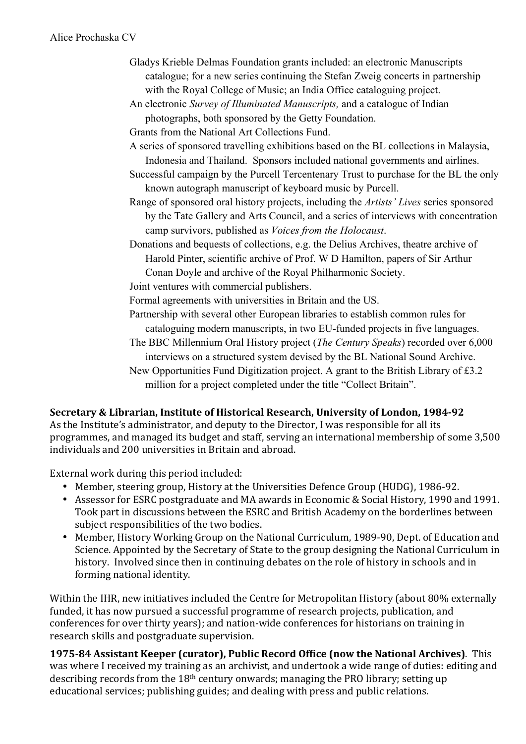Gladys Krieble Delmas Foundation grants included: an electronic Manuscripts catalogue; for a new series continuing the Stefan Zweig concerts in partnership with the Royal College of Music; an India Office cataloguing project.

An electronic *Survey of Illuminated Manuscripts,* and a catalogue of Indian photographs, both sponsored by the Getty Foundation.

Grants from the National Art Collections Fund.

A series of sponsored travelling exhibitions based on the BL collections in Malaysia, Indonesia and Thailand. Sponsors included national governments and airlines.

Successful campaign by the Purcell Tercentenary Trust to purchase for the BL the only known autograph manuscript of keyboard music by Purcell.

Range of sponsored oral history projects, including the *Artists' Lives* series sponsored by the Tate Gallery and Arts Council, and a series of interviews with concentration camp survivors, published as *Voices from the Holocaust*.

Donations and bequests of collections, e.g. the Delius Archives, theatre archive of Harold Pinter, scientific archive of Prof. W D Hamilton, papers of Sir Arthur Conan Doyle and archive of the Royal Philharmonic Society.

Joint ventures with commercial publishers.

Formal agreements with universities in Britain and the US.

Partnership with several other European libraries to establish common rules for cataloguing modern manuscripts, in two EU-funded projects in five languages.

The BBC Millennium Oral History project (*The Century Speaks*) recorded over 6,000 interviews on a structured system devised by the BL National Sound Archive.

New Opportunities Fund Digitization project. A grant to the British Library of £3.2 million for a project completed under the title "Collect Britain".

**Secretary & Librarian, Institute of Historical Research, University of London, 1984-92**

As the Institute's administrator, and deputy to the Director, I was responsible for all its programmes, and managed its budget and staff, serving an international membership of some 3,500 individuals and 200 universities in Britain and abroad.

External work during this period included:

- Member, steering group, History at the Universities Defence Group (HUDG), 1986-92.
- Assessor for ESRC postgraduate and MA awards in Economic & Social History, 1990 and 1991. Took part in discussions between the ESRC and British Academy on the borderlines between subject responsibilities of the two bodies.
- Member, History Working Group on the National Curriculum, 1989-90, Dept. of Education and Science. Appointed by the Secretary of State to the group designing the National Curriculum in history. Involved since then in continuing debates on the role of history in schools and in forming national identity.

Within the IHR, new initiatives included the Centre for Metropolitan History (about 80% externally funded, it has now pursued a successful programme of research projects, publication, and conferences for over thirty years); and nation-wide conferences for historians on training in research skills and postgraduate supervision.

**1975-84 Assistant Keeper (curator), Public Record Office (now the National Archives)**. This was where I received my training as an archivist, and undertook a wide range of duties: editing and describing records from the 18th century onwards; managing the PRO library; setting up educational services; publishing guides; and dealing with press and public relations.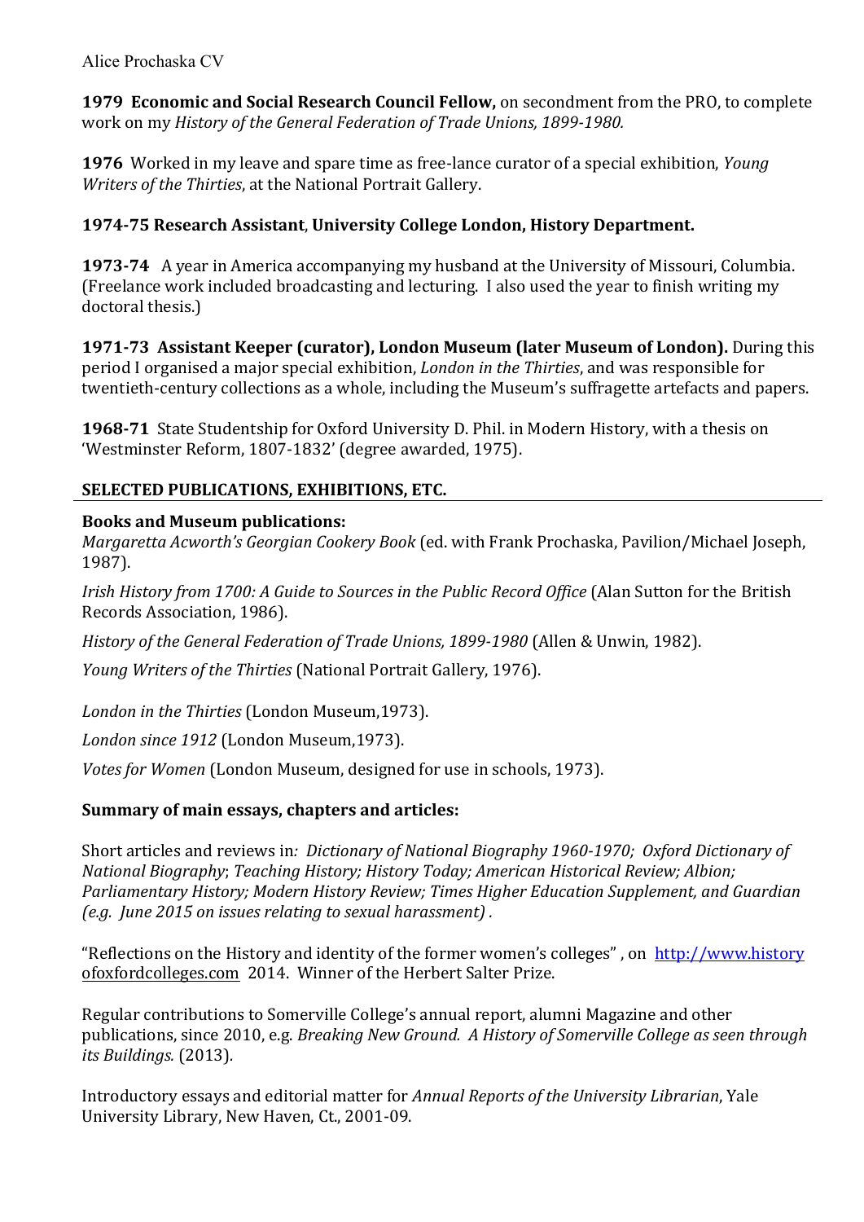**1979 Economic and Social Research Council Fellow,** on secondment from the PRO, to complete work on my *History of the General Federation of Trade Unions, 1899-1980.*

**1976** Worked in my leave and spare time as free-lance curator of a special exhibition, *Young Writers of the Thirties*, at the National Portrait Gallery.

**1974-75 Research Assistant**, **University College London, History Department.**

**1973-74** A year in America accompanying my husband at the University of Missouri, Columbia. (Freelance work included broadcasting and lecturing. I also used the year to finish writing my doctoral thesis.)

**1971-73 Assistant Keeper (curator), London Museum (later Museum of London).** During this period I organised a major special exhibition, *London in the Thirties*, and was responsible for twentieth-century collections as a whole, including the Museum's suffragette artefacts and papers.

**1968-71** State Studentship for Oxford University D. Phil. in Modern History, with a thesis on 'Westminster Reform, 1807-1832' (degree awarded, 1975).

## SELECTED PUBLICATIONS, EXHIBITIONS, ETC.

**Books and Museum publications:**

*Margaretta Acworth's Georgian Cookery Book* (ed. with Frank Prochaska, Pavilion/Michael Joseph, 1987).

*Irish History from 1700: A Guide to Sources in the Public Record Office* (Alan Sutton for the British Records Association, 1986).

*History of the General Federation of Trade Unions, 1899-1980* (Allen & Unwin, 1982).

*Young Writers of the Thirties* (National Portrait Gallery, 1976).

*London in the Thirties* (London Museum,1973).

*London since 1912* (London Museum,1973).

*Votes for Women* (London Museum, designed for use in schools, 1973).

**Summary of main essays, chapters and articles:**

Short articles and reviews in*: Dictionary of National Biography 1960-1970; Oxford Dictionary of National Biography*; *Teaching History; History Today; American Historical Review; Albion; Parliamentary History; Modern History Review; Times Higher Education Supplement, and Guardian (e.g. June 2015 on issues relating to sexual harassment) .*

"Reflections on the History and identity of the former women's colleges" , on http://www.historyofoxfordcolleges.com 2014. Winner of the Herbert Salter Prize.

Regular contributions to Somerville College's annual report, alumni Magazine and other publications, since 2010, e.g. *Breaking New Ground. A History of Somerville College as seen through its Buildings.* (2013).

Introductory essays and editorial matter for *Annual Reports of the University Librarian*, Yale University Library, New Haven, Ct., 2001-09.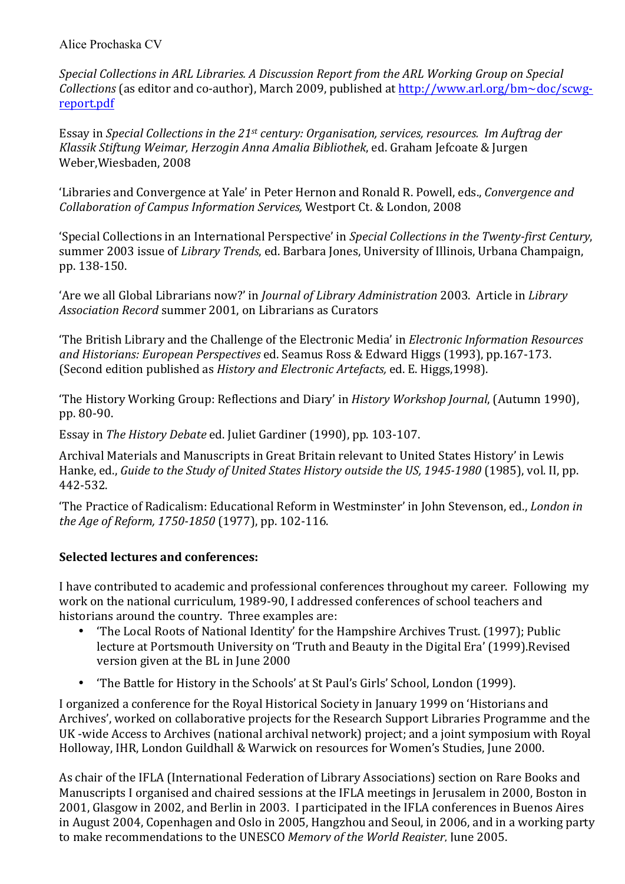Alice Prochaska CV

*Special Collections in ARL Libraries. A Discussion Report from the ARL Working Group on Special Collections* (as editor and co-author), March 2009, published at http://www.arl.org/bm~doc/scwg-report.pdf

Essay in *Special Collections in the 21st century: Organisation, services, resources. Im Auftrag der Klassik Stiftung Weimar, Herzogin Anna Amalia Bibliothek*, ed. Graham Jefcoate & Jurgen Weber,Wiesbaden, 2008

'Libraries and Convergence at Yale' in Peter Hernon and Ronald R. Powell, eds., *Convergence and Collaboration of Campus Information Services,* Westport Ct. & London, 2008

'Special Collections in an International Perspective' in *Special Collections in the Twenty-first Century*, summer 2003 issue of *Library Trends*, ed. Barbara Jones, University of Illinois, Urbana Champaign, pp. 138-150.

'Are we all Global Librarians now?' in *Journal of Library Administration* 2003. Article in *Library Association Record* summer 2001, on Librarians as Curators

'The British Library and the Challenge of the Electronic Media' in *Electronic Information Resources and Historians: European Perspectives* ed. Seamus Ross & Edward Higgs (1993), pp.167-173. (Second edition published as *History and Electronic Artefacts,* ed. E. Higgs,1998).

'The History Working Group: Reflections and Diary' in *History Workshop Journal*, (Autumn 1990), pp. 80-90.

Essay in *The History Debate* ed. Juliet Gardiner (1990), pp. 103-107.

Archival Materials and Manuscripts in Great Britain relevant to United States History' in Lewis Hanke, ed., *Guide to the Study of United States History outside the US, 1945-1980* (1985), vol. II, pp. 442-532.

'The Practice of Radicalism: Educational Reform in Westminster' in John Stevenson, ed., *London in the Age of Reform, 1750-1850* (1977), pp. 102-116.

**Selected lectures and conferences:**

I have contributed to academic and professional conferences throughout my career. Following my work on the national curriculum, 1989-90, I addressed conferences of school teachers and historians around the country. Three examples are:

- 'The Local Roots of National Identity' for the Hampshire Archives Trust. (1997); Public lecture at Portsmouth University on 'Truth and Beauty in the Digital Era' (1999).Revised version given at the BL in June 2000
- 'The Battle for History in the Schools' at St Paul's Girls' School, London (1999).

I organized a conference for the Royal Historical Society in January 1999 on 'Historians and Archives', worked on collaborative projects for the Research Support Libraries Programme and the UK -wide Access to Archives (national archival network) project; and a joint symposium with Royal Holloway, IHR, London Guildhall & Warwick on resources for Women's Studies, June 2000.

As chair of the IFLA (International Federation of Library Associations) section on Rare Books and Manuscripts I organised and chaired sessions at the IFLA meetings in Jerusalem in 2000, Boston in 2001, Glasgow in 2002, and Berlin in 2003. I participated in the IFLA conferences in Buenos Aires in August 2004, Copenhagen and Oslo in 2005, Hangzhou and Seoul, in 2006, and in a working party to make recommendations to the UNESCO *Memory of the World Register,* June 2005.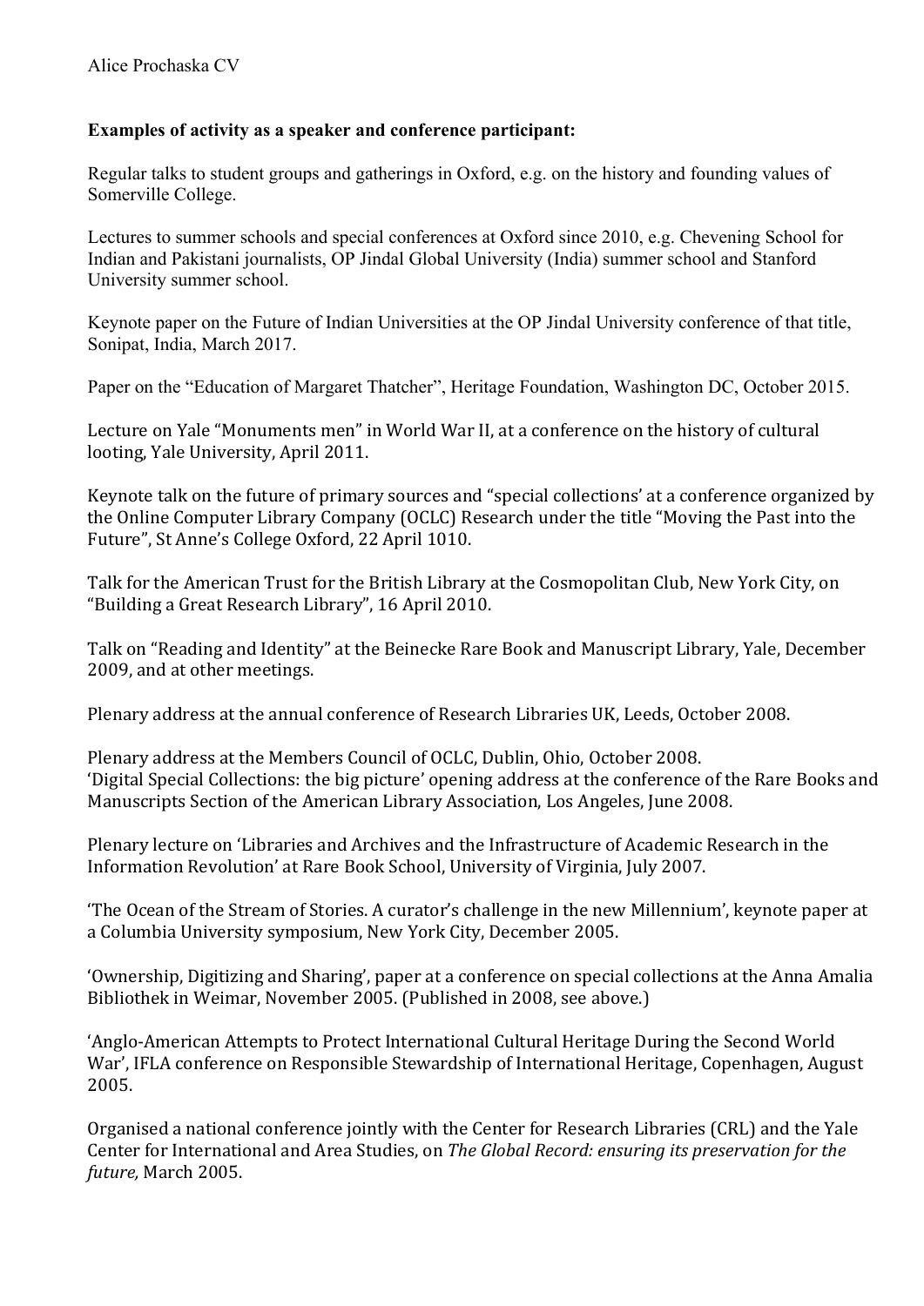Alice Prochaska CV

**Examples of activity as a speaker and conference participant:**

Regular talks to student groups and gatherings in Oxford, e.g. on the history and founding values of Somerville College.

Lectures to summer schools and special conferences at Oxford since 2010, e.g. Chevening School for Indian and Pakistani journalists, OP Jindal Global University (India) summer school and Stanford University summer school.

Keynote paper on the Future of Indian Universities at the OP Jindal University conference of that title, Sonipat, India, March 2017.

Paper on the "Education of Margaret Thatcher", Heritage Foundation, Washington DC, October 2015.

Lecture on Yale "Monuments men" in World War II, at a conference on the history of cultural looting, Yale University, April 2011.

Keynote talk on the future of primary sources and "special collections' at a conference organized by the Online Computer Library Company (OCLC) Research under the title "Moving the Past into the Future", St Anne's College Oxford, 22 April 1010.

Talk for the American Trust for the British Library at the Cosmopolitan Club, New York City, on "Building a Great Research Library", 16 April 2010.

Talk on "Reading and Identity" at the Beinecke Rare Book and Manuscript Library, Yale, December 2009, and at other meetings.

Plenary address at the annual conference of Research Libraries UK, Leeds, October 2008.

Plenary address at the Members Council of OCLC, Dublin, Ohio, October 2008.
'Digital Special Collections: the big picture' opening address at the conference of the Rare Books and Manuscripts Section of the American Library Association, Los Angeles, June 2008.

Plenary lecture on 'Libraries and Archives and the Infrastructure of Academic Research in the Information Revolution' at Rare Book School, University of Virginia, July 2007.

'The Ocean of the Stream of Stories. A curator's challenge in the new Millennium', keynote paper at a Columbia University symposium, New York City, December 2005.

'Ownership, Digitizing and Sharing', paper at a conference on special collections at the Anna Amalia Bibliothek in Weimar, November 2005. (Published in 2008, see above.)

'Anglo-American Attempts to Protect International Cultural Heritage During the Second World War', IFLA conference on Responsible Stewardship of International Heritage, Copenhagen, August 2005.

Organised a national conference jointly with the Center for Research Libraries (CRL) and the Yale Center for International and Area Studies, on *The Global Record: ensuring its preservation for the future,* March 2005.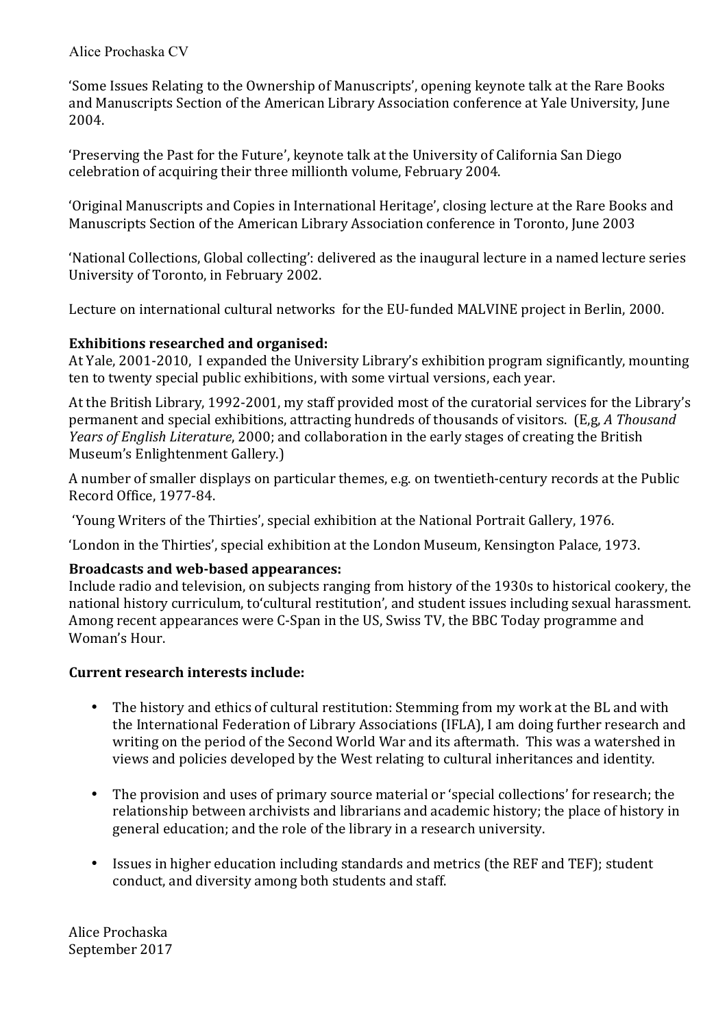'Some Issues Relating to the Ownership of Manuscripts', opening keynote talk at the Rare Books and Manuscripts Section of the American Library Association conference at Yale University, June 2004.

'Preserving the Past for the Future', keynote talk at the University of California San Diego celebration of acquiring their three millionth volume, February 2004.

'Original Manuscripts and Copies in International Heritage', closing lecture at the Rare Books and Manuscripts Section of the American Library Association conference in Toronto, June 2003

'National Collections, Global collecting': delivered as the inaugural lecture in a named lecture series University of Toronto, in February 2002.

Lecture on international cultural networks for the EU-funded MALVINE project in Berlin, 2000.

**Exhibitions researched and organised:**

At Yale, 2001-2010, I expanded the University Library's exhibition program significantly, mounting ten to twenty special public exhibitions, with some virtual versions, each year.

At the British Library, 1992-2001, my staff provided most of the curatorial services for the Library's permanent and special exhibitions, attracting hundreds of thousands of visitors. (E,g, *A Thousand Years of English Literature*, 2000; and collaboration in the early stages of creating the British Museum's Enlightenment Gallery.)

A number of smaller displays on particular themes, e.g. on twentieth-century records at the Public Record Office, 1977-84.

'Young Writers of the Thirties', special exhibition at the National Portrait Gallery, 1976.

'London in the Thirties', special exhibition at the London Museum, Kensington Palace, 1973.

**Broadcasts and web-based appearances:**

Include radio and television, on subjects ranging from history of the 1930s to historical cookery, the national history curriculum, to'cultural restitution', and student issues including sexual harassment. Among recent appearances were C-Span in the US, Swiss TV, the BBC Today programme and Woman's Hour.

**Current research interests include:**

- The history and ethics of cultural restitution: Stemming from my work at the BL and with the International Federation of Library Associations (IFLA), I am doing further research and writing on the period of the Second World War and its aftermath. This was a watershed in views and policies developed by the West relating to cultural inheritances and identity.

- The provision and uses of primary source material or 'special collections' for research; the relationship between archivists and librarians and academic history; the place of history in general education; and the role of the library in a research university.

- Issues in higher education including standards and metrics (the REF and TEF); student conduct, and diversity among both students and staff.

Alice Prochaska
September 2017